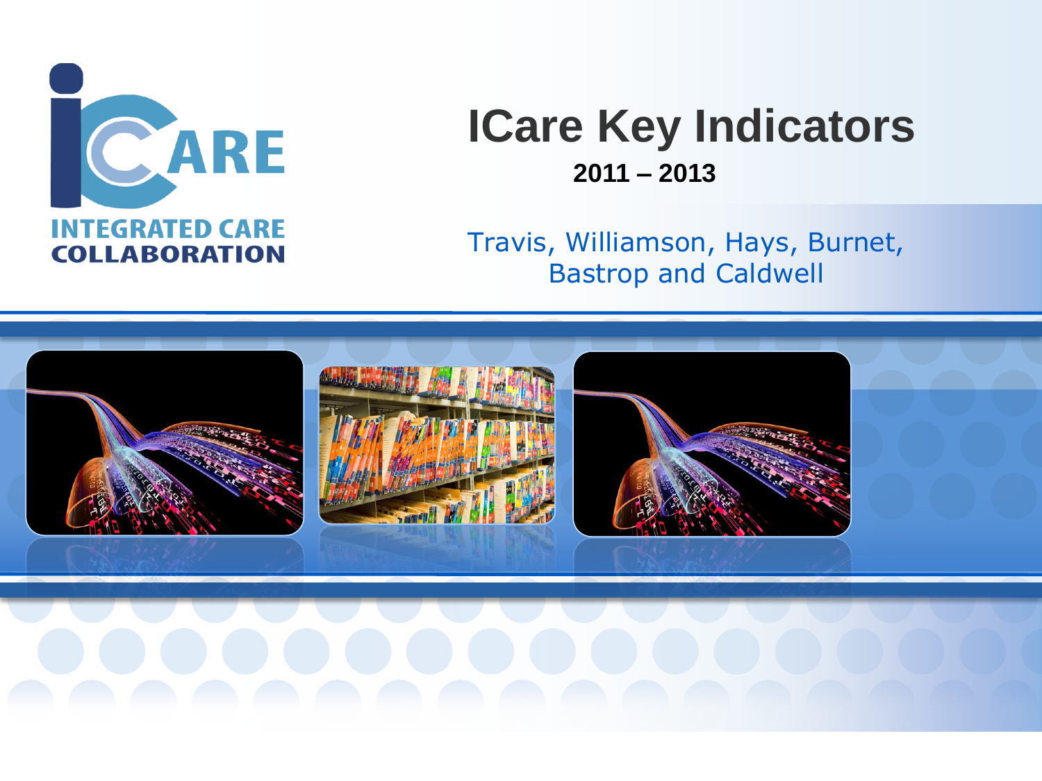ICARE

INTEGRATED CARE COLLABORATION

# ICare Key Indicators

**2011 – 2013**

Travis, Williamson, Hays, Burnet, Bastrop and Caldwell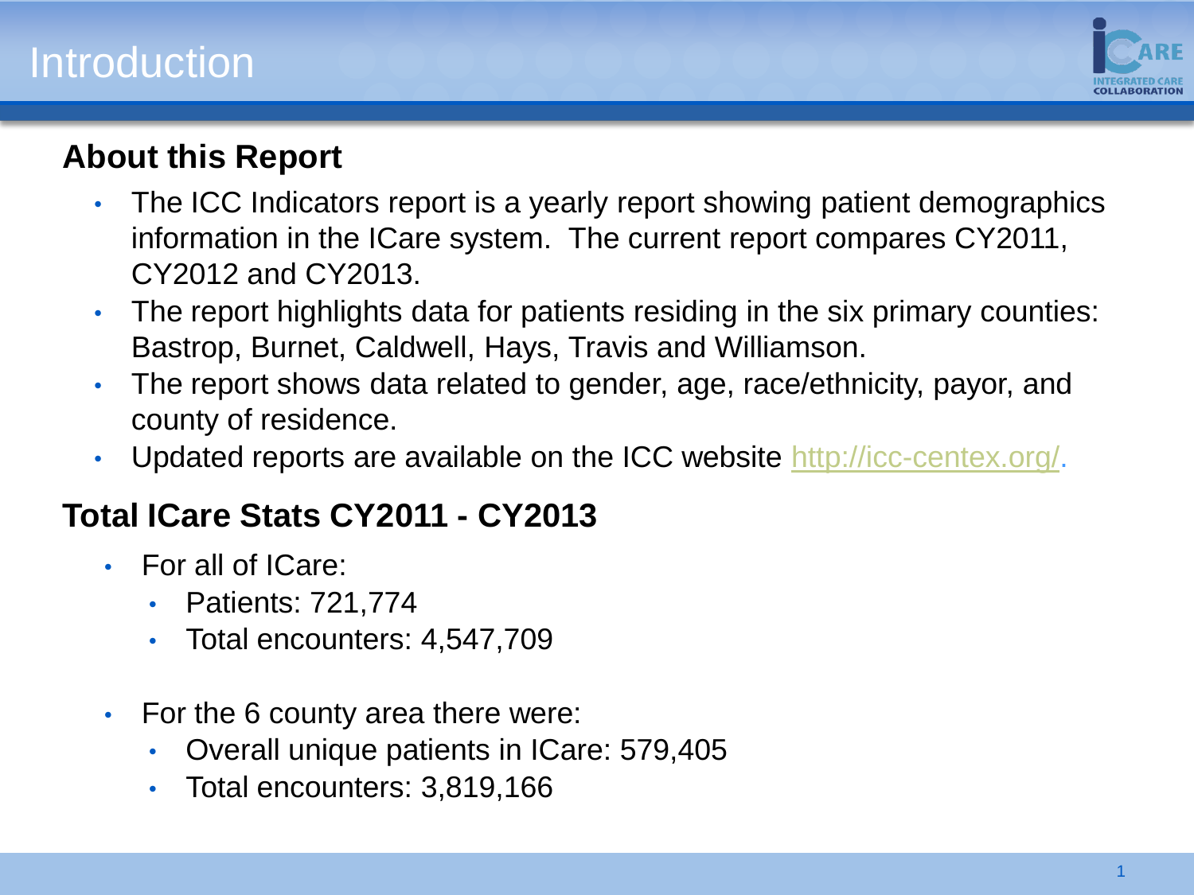# Introduction

## About this Report

- The ICC Indicators report is a yearly report showing patient demographics information in the ICare system. The current report compares CY2011, CY2012 and CY2013.
- The report highlights data for patients residing in the six primary counties: Bastrop, Burnet, Caldwell, Hays, Travis and Williamson.
- The report shows data related to gender, age, race/ethnicity, payor, and county of residence.
- Updated reports are available on the ICC website http://icc-centex.org/.

## Total ICare Stats CY2011 - CY2013

- For all of ICare:
  - Patients: 721,774
  - Total encounters: 4,547,709
- For the 6 county area there were:
  - Overall unique patients in ICare: 579,405
  - Total encounters: 3,819,166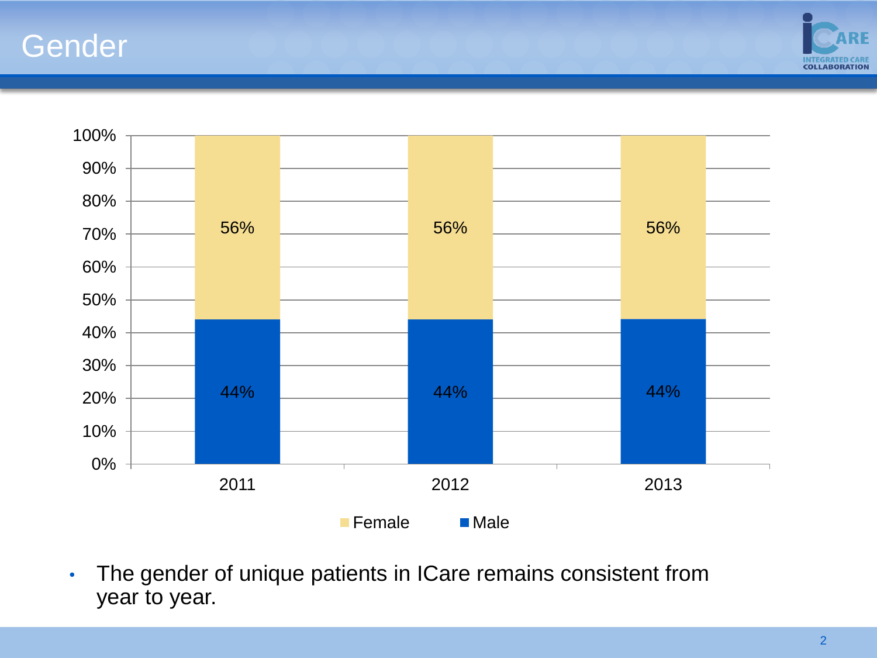# Gender

| | 2011 | 2012 | 2013 |
|---|---|---|---|
| Female | 56% | 56% | 56% |
| Male | 44% | 44% | 44% |

- The gender of unique patients in ICare remains consistent from year to year.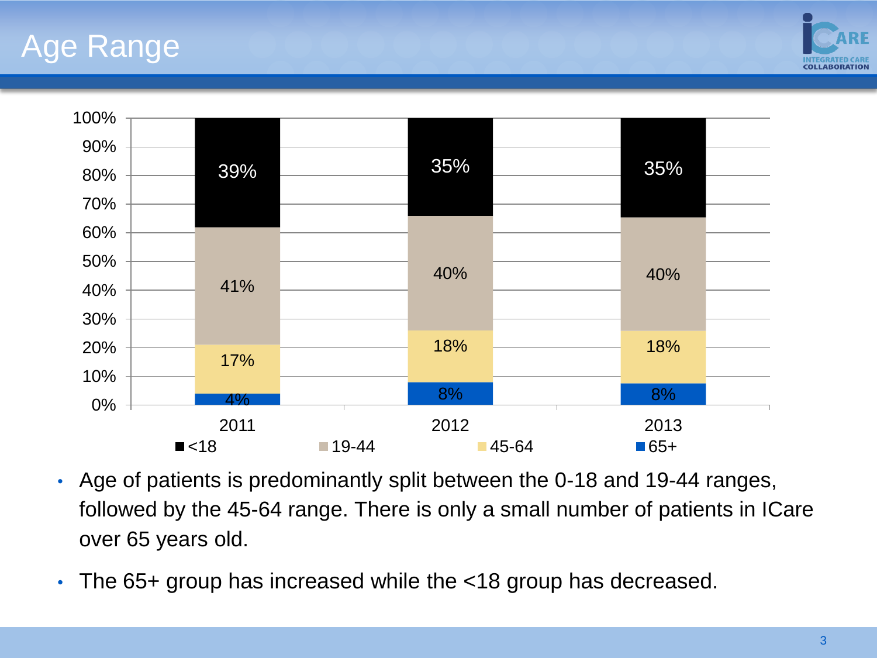# Age Range

| | 2011 | 2012 | 2013 |
|---|---|---|---|
| <18 | 39% | 35% | 35% |
| 19-44 | 41% | 40% | 40% |
| 45-64 | 17% | 18% | 18% |
| 65+ | 4% | 8% | 8% |

- Age of patients is predominantly split between the 0-18 and 19-44 ranges, followed by the 45-64 range. There is only a small number of patients in ICare over 65 years old.
- The 65+ group has increased while the <18 group has decreased.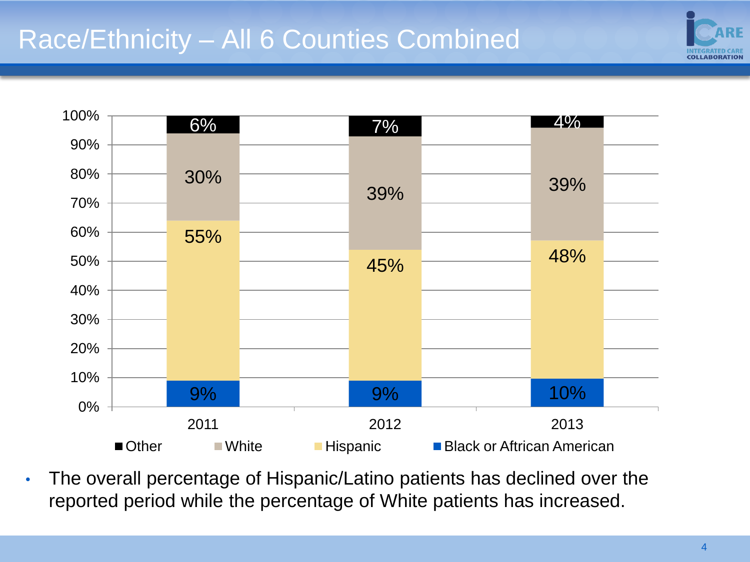# Race/Ethnicity – All 6 Counties Combined

| | 2011 | 2012 | 2013 |
|---|---|---|---|
| Other | 6% | 7% | 4% |
| White | 30% | 39% | 39% |
| Hispanic | 55% | 45% | 48% |
| Black or Aftrican American | 9% | 9% | 10% |

- The overall percentage of Hispanic/Latino patients has declined over the reported period while the percentage of White patients has increased.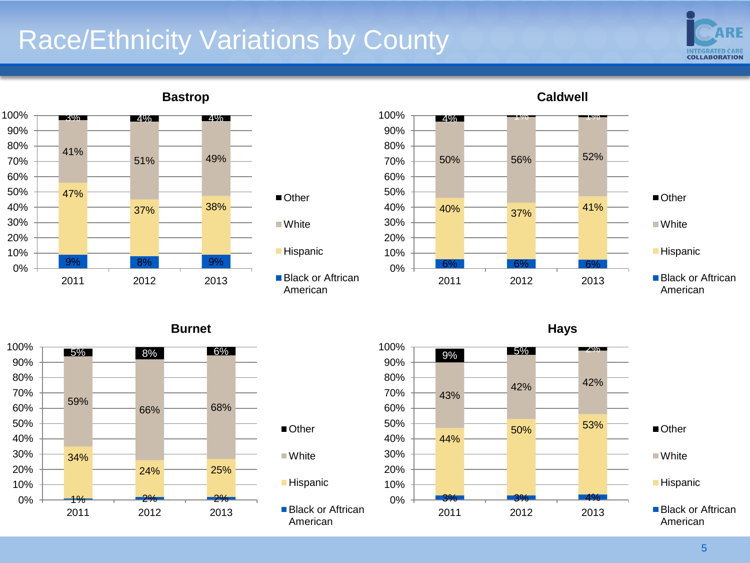# Race/Ethnicity Variations by County

## Bastrop

| | 2011 | 2012 | 2013 |
|---|---|---|---|
| Other | 3% | 4% | 4% |
| White | 41% | 51% | 49% |
| Hispanic | 47% | 37% | 38% |
| Black or Aftrican American | 9% | 8% | 9% |

## Caldwell

| | 2011 | 2012 | 2013 |
|---|---|---|---|
| Other | 4% | 1% | 1% |
| White | 50% | 56% | 52% |
| Hispanic | 40% | 37% | 41% |
| Black or Aftrican American | 6% | 6% | 6% |

## Burnet

| | 2011 | 2012 | 2013 |
|---|---|---|---|
| Other | 5% | 8% | 6% |
| White | 59% | 66% | 68% |
| Hispanic | 34% | 24% | 25% |
| Black or Aftrican American | 1% | 2% | 2% |

## Hays

| | 2011 | 2012 | 2013 |
|---|---|---|---|
| Other | 9% | 5% | 2% |
| White | 43% | 42% | 42% |
| Hispanic | 44% | 50% | 53% |
| Black or Aftrican American | 3% | 3% | 4% |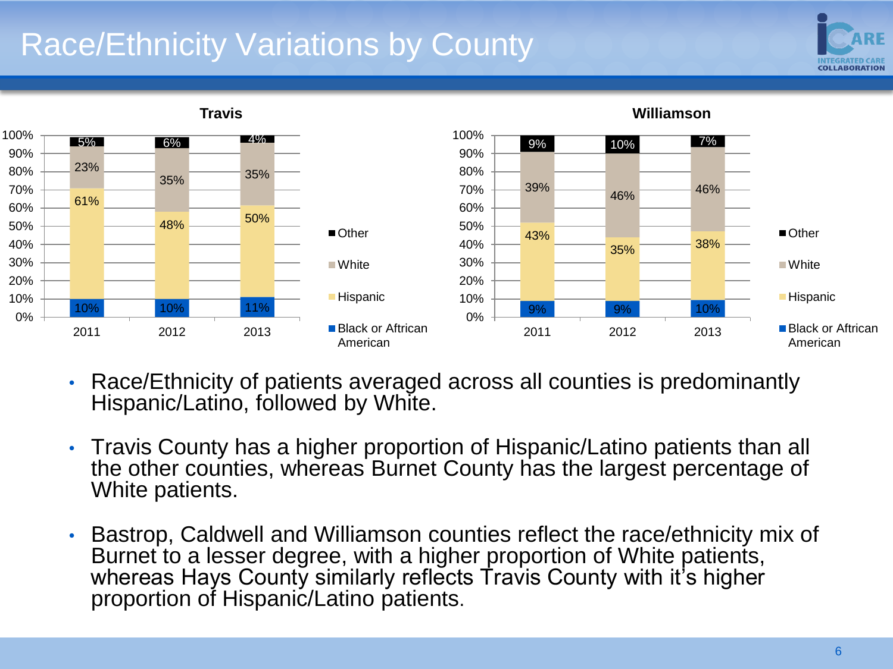# Race/Ethnicity Variations by County

**Travis**

| | 2011 | 2012 | 2013 |
|---|---|---|---|
| Other | 5% | 6% | 4% |
| White | 23% | 35% | 35% |
| Hispanic | 61% | 48% | 50% |
| Black or Aftrican American | 10% | 10% | 11% |

**Williamson**

| | 2011 | 2012 | 2013 |
|---|---|---|---|
| Other | 9% | 10% | 7% |
| White | 39% | 46% | 46% |
| Hispanic | 43% | 35% | 38% |
| Black or Aftrican American | 9% | 9% | 10% |

- Race/Ethnicity of patients averaged across all counties is predominantly Hispanic/Latino, followed by White.
- Travis County has a higher proportion of Hispanic/Latino patients than all the other counties, whereas Burnet County has the largest percentage of White patients.
- Bastrop, Caldwell and Williamson counties reflect the race/ethnicity mix of Burnet to a lesser degree, with a higher proportion of White patients, whereas Hays County similarly reflects Travis County with it's higher proportion of Hispanic/Latino patients.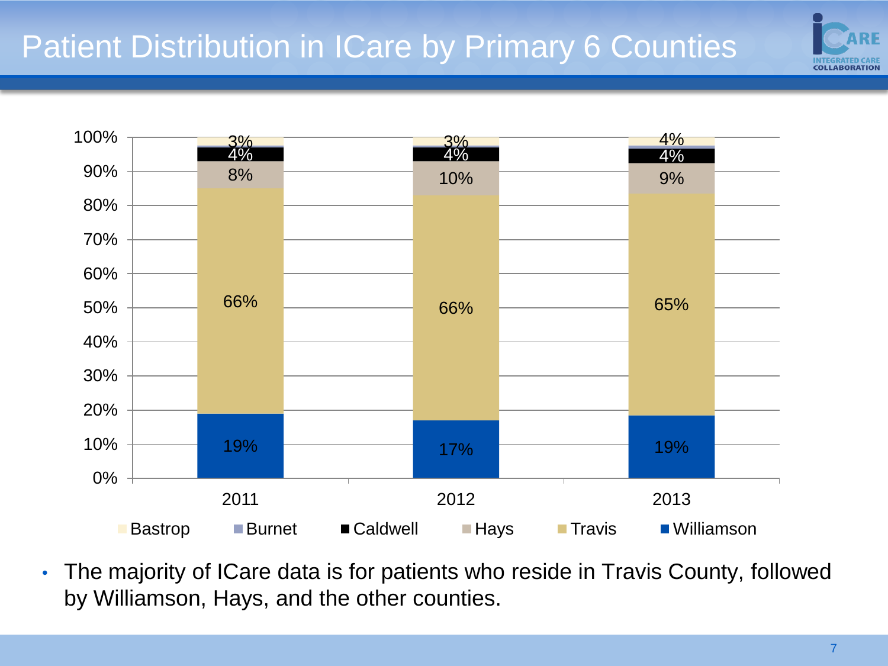# Patient Distribution in ICare by Primary 6 Counties

| County | 2011 | 2012 | 2013 |
|---|---|---|---|
| Bastrop | 3% | 3% | 4% |
| Burnet | | | |
| Caldwell | 4% | 4% | 4% |
| Hays | 8% | 10% | 9% |
| Travis | 66% | 66% | 65% |
| Williamson | 19% | 17% | 19% |

- The majority of ICare data is for patients who reside in Travis County, followed by Williamson, Hays, and the other counties.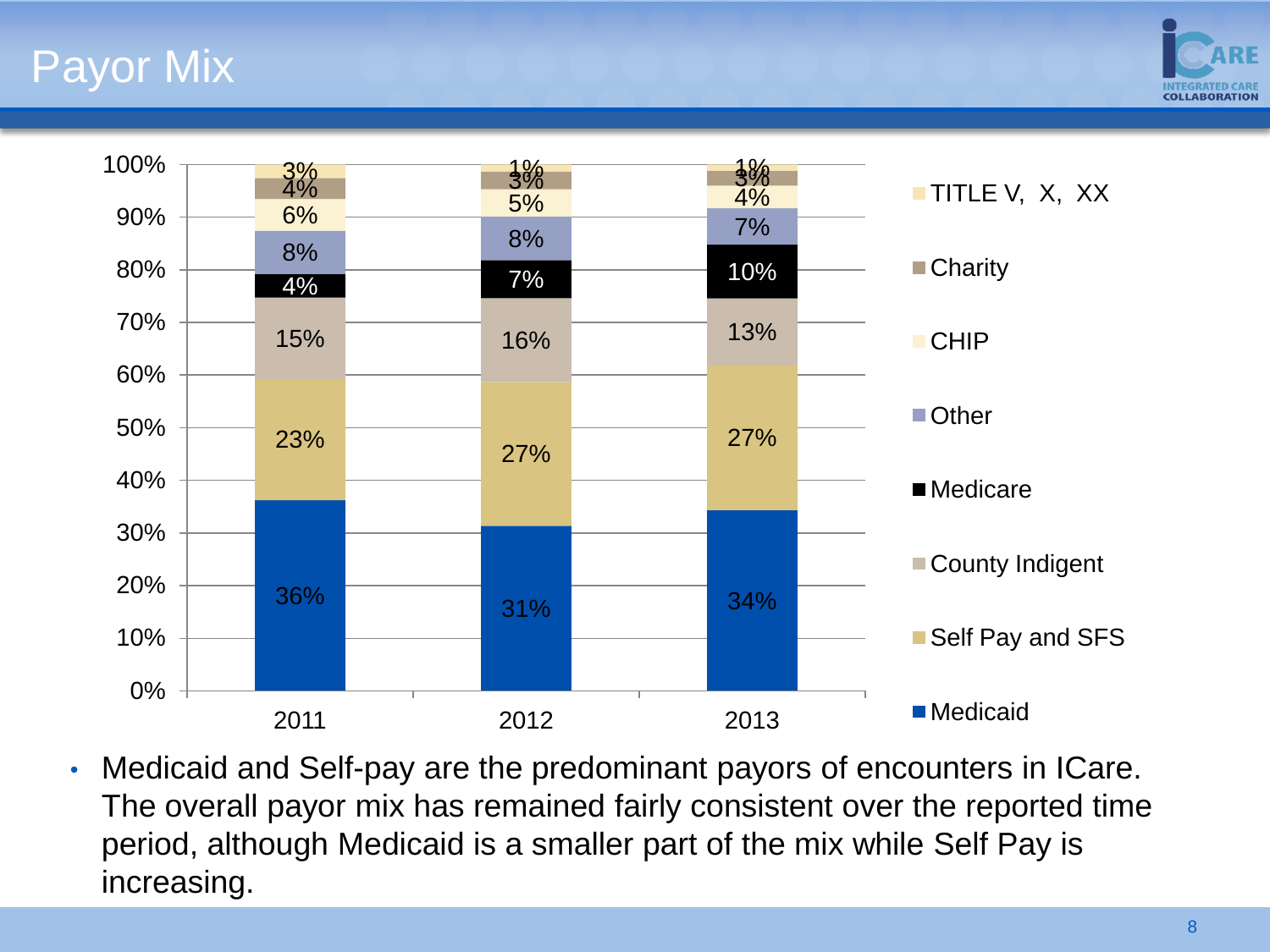# Payor Mix

| Payor | 2011 | 2012 | 2013 |
|---|---|---|---|
| TITLE V, X, XX | 3% | 1% | 1% |
| Charity | 4% | 3% | 3% |
| CHIP | 6% | 5% | 4% |
| Other | 8% | 8% | 7% |
| Medicare | 4% | 7% | 10% |
| County Indigent | 15% | 16% | 13% |
| Self Pay and SFS | 23% | 27% | 27% |
| Medicaid | 36% | 31% | 34% |

- Medicaid and Self-pay are the predominant payors of encounters in ICare. The overall payor mix has remained fairly consistent over the reported time period, although Medicaid is a smaller part of the mix while Self Pay is increasing.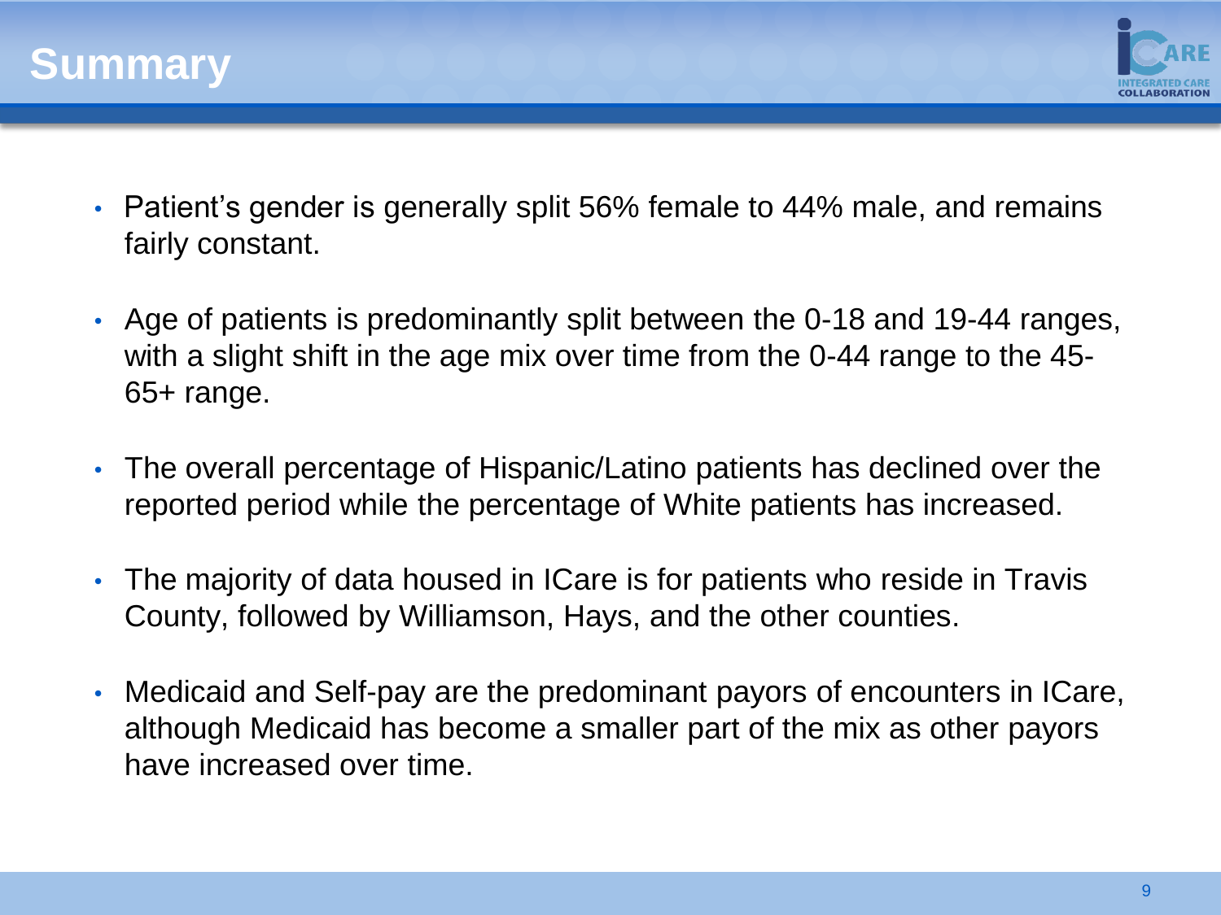# Summary

- Patient's gender is generally split 56% female to 44% male, and remains fairly constant.
- Age of patients is predominantly split between the 0-18 and 19-44 ranges, with a slight shift in the age mix over time from the 0-44 range to the 45-65+ range.
- The overall percentage of Hispanic/Latino patients has declined over the reported period while the percentage of White patients has increased.
- The majority of data housed in ICare is for patients who reside in Travis County, followed by Williamson, Hays, and the other counties.
- Medicaid and Self-pay are the predominant payors of encounters in ICare, although Medicaid has become a smaller part of the mix as other payors have increased over time.